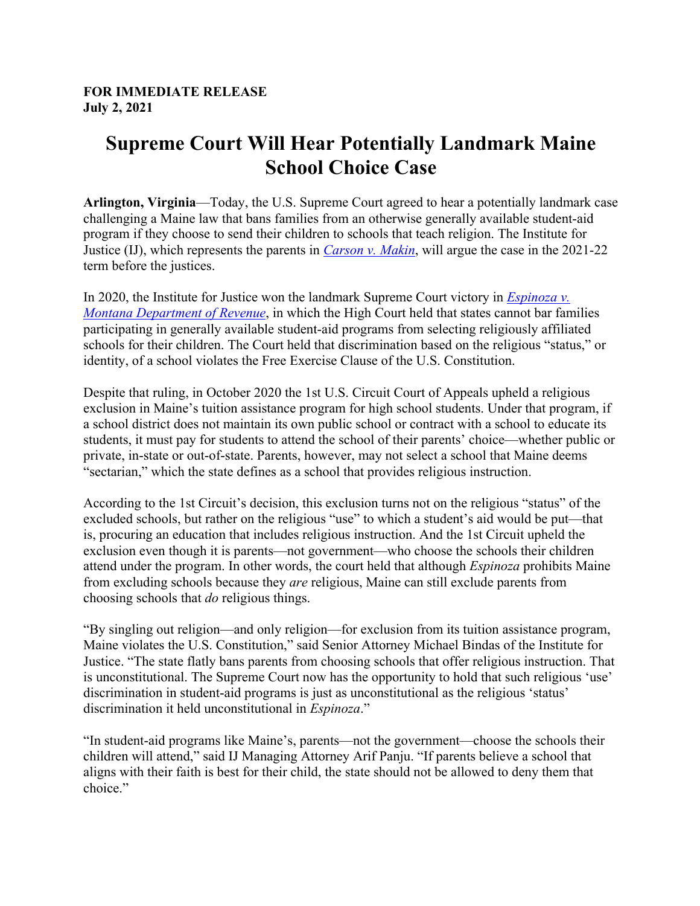**FOR IMMEDIATE RELEASE**
**July 2, 2021**

# Supreme Court Will Hear Potentially Landmark Maine School Choice Case

**Arlington, Virginia**—Today, the U.S. Supreme Court agreed to hear a potentially landmark case challenging a Maine law that bans families from an otherwise generally available student-aid program if they choose to send their children to schools that teach religion. The Institute for Justice (IJ), which represents the parents in *Carson v. Makin*, will argue the case in the 2021-22 term before the justices.

In 2020, the Institute for Justice won the landmark Supreme Court victory in *Espinoza v. Montana Department of Revenue*, in which the High Court held that states cannot bar families participating in generally available student-aid programs from selecting religiously affiliated schools for their children. The Court held that discrimination based on the religious "status," or identity, of a school violates the Free Exercise Clause of the U.S. Constitution.

Despite that ruling, in October 2020 the 1st U.S. Circuit Court of Appeals upheld a religious exclusion in Maine's tuition assistance program for high school students. Under that program, if a school district does not maintain its own public school or contract with a school to educate its students, it must pay for students to attend the school of their parents' choice—whether public or private, in-state or out-of-state. Parents, however, may not select a school that Maine deems "sectarian," which the state defines as a school that provides religious instruction.

According to the 1st Circuit's decision, this exclusion turns not on the religious "status" of the excluded schools, but rather on the religious "use" to which a student's aid would be put—that is, procuring an education that includes religious instruction. And the 1st Circuit upheld the exclusion even though it is parents—not government—who choose the schools their children attend under the program. In other words, the court held that although *Espinoza* prohibits Maine from excluding schools because they *are* religious, Maine can still exclude parents from choosing schools that *do* religious things.

"By singling out religion—and only religion—for exclusion from its tuition assistance program, Maine violates the U.S. Constitution," said Senior Attorney Michael Bindas of the Institute for Justice. "The state flatly bans parents from choosing schools that offer religious instruction. That is unconstitutional. The Supreme Court now has the opportunity to hold that such religious 'use' discrimination in student-aid programs is just as unconstitutional as the religious 'status' discrimination it held unconstitutional in *Espinoza*."

"In student-aid programs like Maine's, parents—not the government—choose the schools their children will attend," said IJ Managing Attorney Arif Panju. "If parents believe a school that aligns with their faith is best for their child, the state should not be allowed to deny them that choice."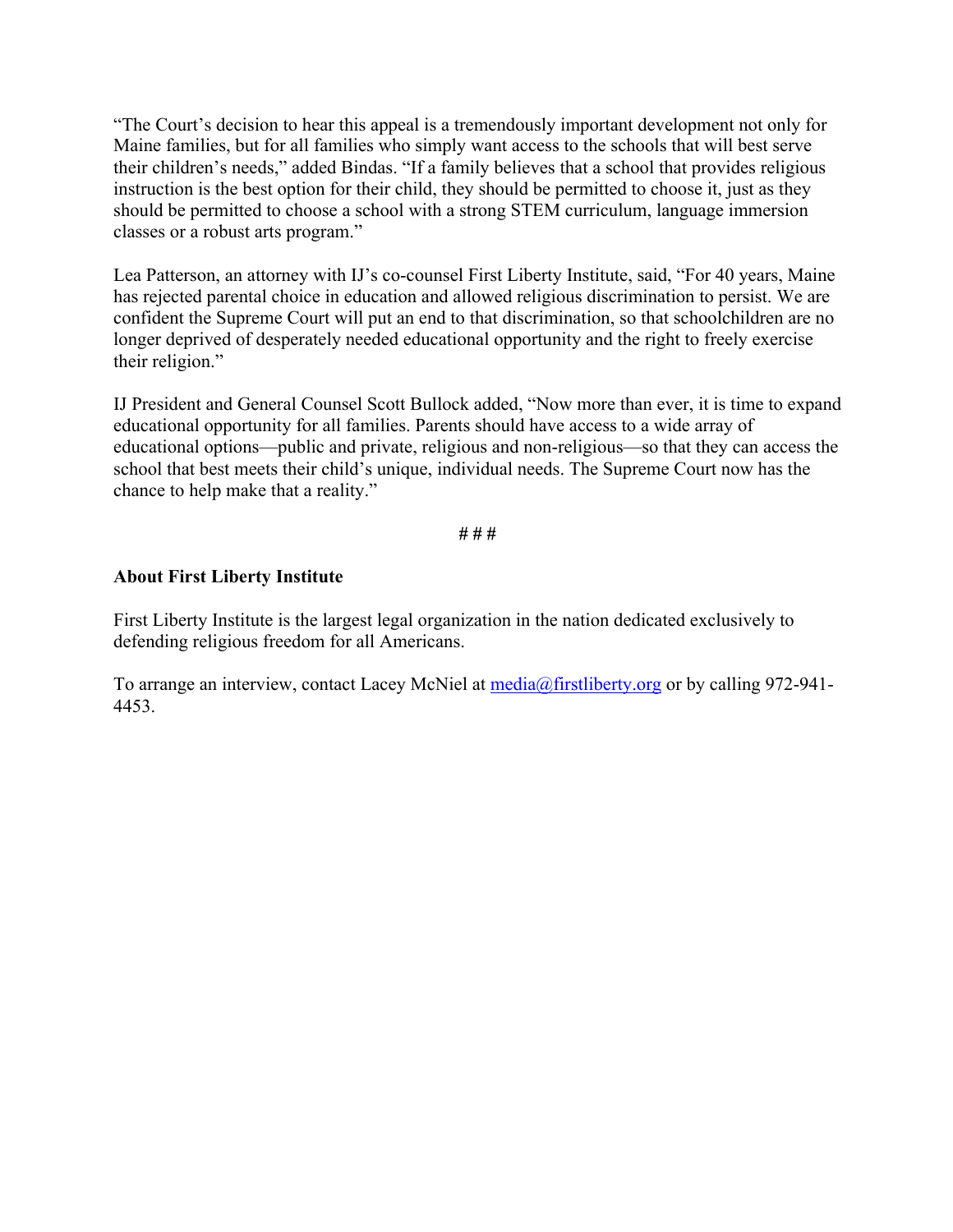"The Court's decision to hear this appeal is a tremendously important development not only for Maine families, but for all families who simply want access to the schools that will best serve their children's needs," added Bindas. "If a family believes that a school that provides religious instruction is the best option for their child, they should be permitted to choose it, just as they should be permitted to choose a school with a strong STEM curriculum, language immersion classes or a robust arts program."

Lea Patterson, an attorney with IJ's co-counsel First Liberty Institute, said, "For 40 years, Maine has rejected parental choice in education and allowed religious discrimination to persist. We are confident the Supreme Court will put an end to that discrimination, so that schoolchildren are no longer deprived of desperately needed educational opportunity and the right to freely exercise their religion."

IJ President and General Counsel Scott Bullock added, "Now more than ever, it is time to expand educational opportunity for all families. Parents should have access to a wide array of educational options—public and private, religious and non-religious—so that they can access the school that best meets their child's unique, individual needs. The Supreme Court now has the chance to help make that a reality."

# # #

**About First Liberty Institute**

First Liberty Institute is the largest legal organization in the nation dedicated exclusively to defending religious freedom for all Americans.

To arrange an interview, contact Lacey McNiel at media@firstliberty.org or by calling 972-941-4453.